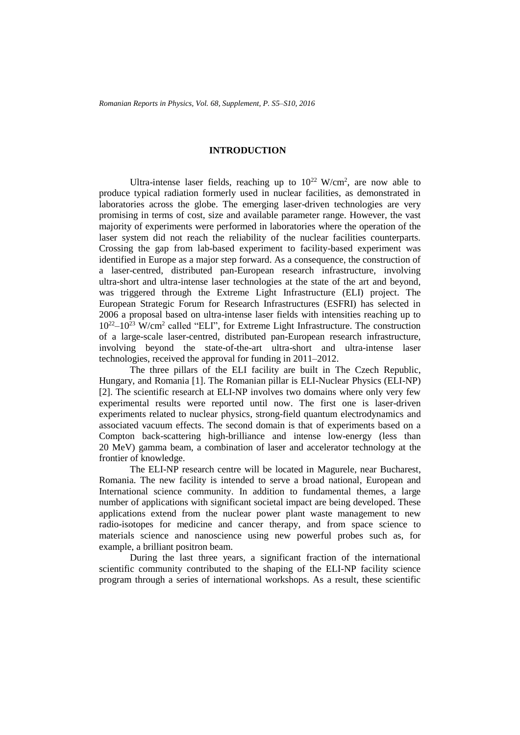# INTRODUCTION

Ultra-intense laser fields, reaching up to $10^{22}$ W/cm$^2$, are now able to produce typical radiation formerly used in nuclear facilities, as demonstrated in laboratories across the globe. The emerging laser-driven technologies are very promising in terms of cost, size and available parameter range. However, the vast majority of experiments were performed in laboratories where the operation of the laser system did not reach the reliability of the nuclear facilities counterparts. Crossing the gap from lab-based experiment to facility-based experiment was identified in Europe as a major step forward. As a consequence, the construction of a laser-centred, distributed pan-European research infrastructure, involving ultra-short and ultra-intense laser technologies at the state of the art and beyond, was triggered through the Extreme Light Infrastructure (ELI) project. The European Strategic Forum for Research Infrastructures (ESFRI) has selected in 2006 a proposal based on ultra-intense laser fields with intensities reaching up to $10^{22}$–$10^{23}$ W/cm$^2$ called "ELI", for Extreme Light Infrastructure. The construction of a large-scale laser-centred, distributed pan-European research infrastructure, involving beyond the state-of-the-art ultra-short and ultra-intense laser technologies, received the approval for funding in 2011–2012.

The three pillars of the ELI facility are built in The Czech Republic, Hungary, and Romania [1]. The Romanian pillar is ELI-Nuclear Physics (ELI-NP) [2]. The scientific research at ELI-NP involves two domains where only very few experimental results were reported until now. The first one is laser-driven experiments related to nuclear physics, strong-field quantum electrodynamics and associated vacuum effects. The second domain is that of experiments based on a Compton back-scattering high-brilliance and intense low-energy (less than 20 MeV) gamma beam, a combination of laser and accelerator technology at the frontier of knowledge.

The ELI-NP research centre will be located in Magurele, near Bucharest, Romania. The new facility is intended to serve a broad national, European and International science community. In addition to fundamental themes, a large number of applications with significant societal impact are being developed. These applications extend from the nuclear power plant waste management to new radio-isotopes for medicine and cancer therapy, and from space science to materials science and nanoscience using new powerful probes such as, for example, a brilliant positron beam.

During the last three years, a significant fraction of the international scientific community contributed to the shaping of the ELI-NP facility science program through a series of international workshops. As a result, these scientific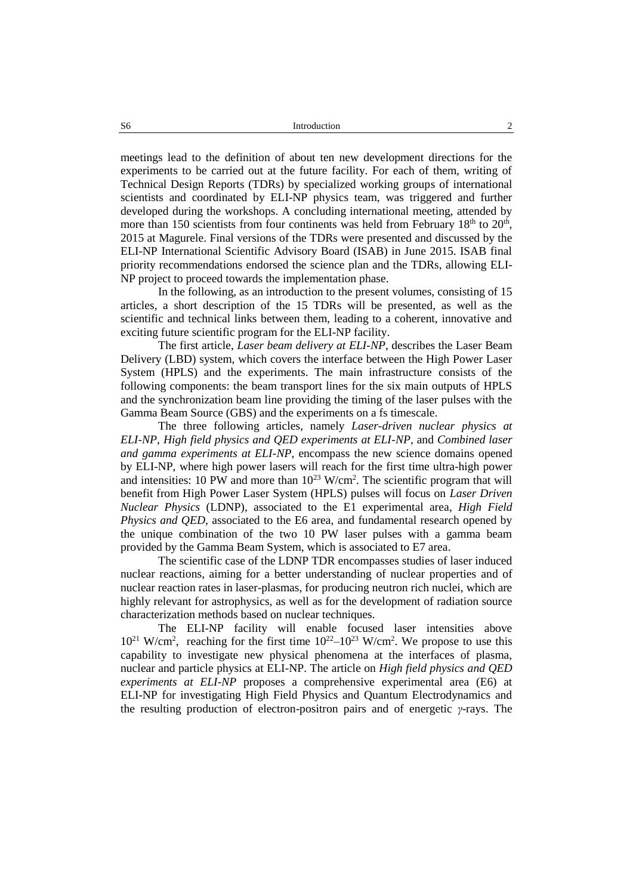meetings lead to the definition of about ten new development directions for the experiments to be carried out at the future facility. For each of them, writing of Technical Design Reports (TDRs) by specialized working groups of international scientists and coordinated by ELI-NP physics team, was triggered and further developed during the workshops. A concluding international meeting, attended by more than 150 scientists from four continents was held from February 18th to 20th, 2015 at Magurele. Final versions of the TDRs were presented and discussed by the ELI-NP International Scientific Advisory Board (ISAB) in June 2015. ISAB final priority recommendations endorsed the science plan and the TDRs, allowing ELI-NP project to proceed towards the implementation phase.

In the following, as an introduction to the present volumes, consisting of 15 articles, a short description of the 15 TDRs will be presented, as well as the scientific and technical links between them, leading to a coherent, innovative and exciting future scientific program for the ELI-NP facility.

The first article, *Laser beam delivery at ELI-NP*, describes the Laser Beam Delivery (LBD) system, which covers the interface between the High Power Laser System (HPLS) and the experiments. The main infrastructure consists of the following components: the beam transport lines for the six main outputs of HPLS and the synchronization beam line providing the timing of the laser pulses with the Gamma Beam Source (GBS) and the experiments on a fs timescale.

The three following articles, namely *Laser-driven nuclear physics at ELI-NP*, *High field physics and QED experiments at ELI-NP*, and *Combined laser and gamma experiments at ELI-NP*, encompass the new science domains opened by ELI-NP, where high power lasers will reach for the first time ultra-high power and intensities: 10 PW and more than $10^{23}$ W/cm$^2$. The scientific program that will benefit from High Power Laser System (HPLS) pulses will focus on *Laser Driven Nuclear Physics* (LDNP), associated to the E1 experimental area, *High Field Physics and QED*, associated to the E6 area, and fundamental research opened by the unique combination of the two 10 PW laser pulses with a gamma beam provided by the Gamma Beam System, which is associated to E7 area.

The scientific case of the LDNP TDR encompasses studies of laser induced nuclear reactions, aiming for a better understanding of nuclear properties and of nuclear reaction rates in laser-plasmas, for producing neutron rich nuclei, which are highly relevant for astrophysics, as well as for the development of radiation source characterization methods based on nuclear techniques.

The ELI-NP facility will enable focused laser intensities above $10^{21}$ W/cm$^2$, reaching for the first time $10^{22}$–$10^{23}$ W/cm$^2$. We propose to use this capability to investigate new physical phenomena at the interfaces of plasma, nuclear and particle physics at ELI-NP. The article on *High field physics and QED experiments at ELI-NP* proposes a comprehensive experimental area (E6) at ELI-NP for investigating High Field Physics and Quantum Electrodynamics and the resulting production of electron-positron pairs and of energetic $\gamma$-rays. The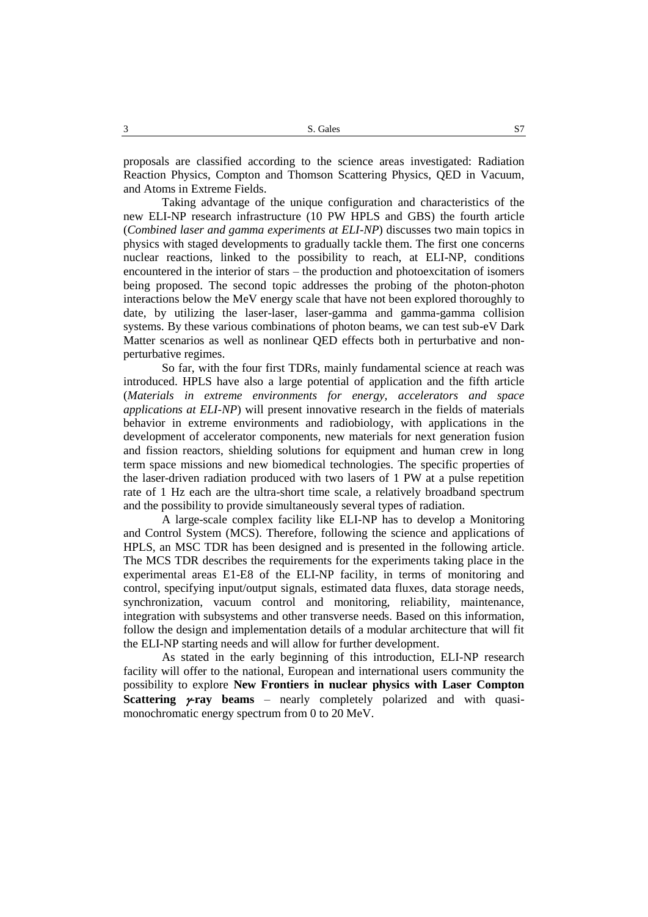proposals are classified according to the science areas investigated: Radiation Reaction Physics, Compton and Thomson Scattering Physics, QED in Vacuum, and Atoms in Extreme Fields.

Taking advantage of the unique configuration and characteristics of the new ELI-NP research infrastructure (10 PW HPLS and GBS) the fourth article (*Combined laser and gamma experiments at ELI-NP*) discusses two main topics in physics with staged developments to gradually tackle them. The first one concerns nuclear reactions, linked to the possibility to reach, at ELI-NP, conditions encountered in the interior of stars – the production and photoexcitation of isomers being proposed. The second topic addresses the probing of the photon-photon interactions below the MeV energy scale that have not been explored thoroughly to date, by utilizing the laser-laser, laser-gamma and gamma-gamma collision systems. By these various combinations of photon beams, we can test sub-eV Dark Matter scenarios as well as nonlinear QED effects both in perturbative and non-perturbative regimes.

So far, with the four first TDRs, mainly fundamental science at reach was introduced. HPLS have also a large potential of application and the fifth article (*Materials in extreme environments for energy, accelerators and space applications at ELI-NP*) will present innovative research in the fields of materials behavior in extreme environments and radiobiology, with applications in the development of accelerator components, new materials for next generation fusion and fission reactors, shielding solutions for equipment and human crew in long term space missions and new biomedical technologies. The specific properties of the laser-driven radiation produced with two lasers of 1 PW at a pulse repetition rate of 1 Hz each are the ultra-short time scale, a relatively broadband spectrum and the possibility to provide simultaneously several types of radiation.

A large-scale complex facility like ELI-NP has to develop a Monitoring and Control System (MCS). Therefore, following the science and applications of HPLS, an MSC TDR has been designed and is presented in the following article. The MCS TDR describes the requirements for the experiments taking place in the experimental areas E1-E8 of the ELI-NP facility, in terms of monitoring and control, specifying input/output signals, estimated data fluxes, data storage needs, synchronization, vacuum control and monitoring, reliability, maintenance, integration with subsystems and other transverse needs. Based on this information, follow the design and implementation details of a modular architecture that will fit the ELI-NP starting needs and will allow for further development.

As stated in the early beginning of this introduction, ELI-NP research facility will offer to the national, European and international users community the possibility to explore **New Frontiers in nuclear physics with Laser Compton Scattering $\gamma$-ray beams** – nearly completely polarized and with quasi-monochromatic energy spectrum from 0 to 20 MeV.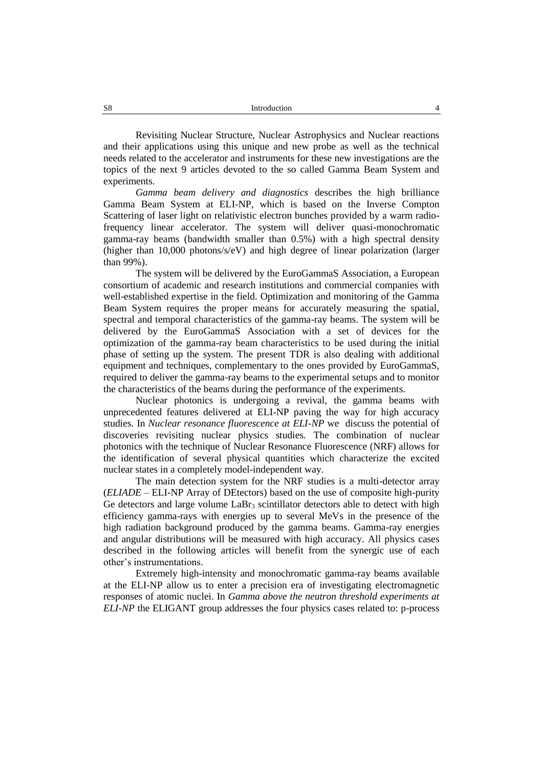Revisiting Nuclear Structure, Nuclear Astrophysics and Nuclear reactions and their applications using this unique and new probe as well as the technical needs related to the accelerator and instruments for these new investigations are the topics of the next 9 articles devoted to the so called Gamma Beam System and experiments.

*Gamma beam delivery and diagnostics* describes the high brilliance Gamma Beam System at ELI-NP, which is based on the Inverse Compton Scattering of laser light on relativistic electron bunches provided by a warm radio-frequency linear accelerator. The system will deliver quasi-monochromatic gamma-ray beams (bandwidth smaller than 0.5%) with a high spectral density (higher than 10,000 photons/s/eV) and high degree of linear polarization (larger than 99%).

The system will be delivered by the EuroGammaS Association, a European consortium of academic and research institutions and commercial companies with well-established expertise in the field. Optimization and monitoring of the Gamma Beam System requires the proper means for accurately measuring the spatial, spectral and temporal characteristics of the gamma-ray beams. The system will be delivered by the EuroGammaS Association with a set of devices for the optimization of the gamma-ray beam characteristics to be used during the initial phase of setting up the system. The present TDR is also dealing with additional equipment and techniques, complementary to the ones provided by EuroGammaS, required to deliver the gamma-ray beams to the experimental setups and to monitor the characteristics of the beams during the performance of the experiments.

Nuclear photonics is undergoing a revival, the gamma beams with unprecedented features delivered at ELI-NP paving the way for high accuracy studies. In *Nuclear resonance fluorescence at ELI-NP* we discuss the potential of discoveries revisiting nuclear physics studies. The combination of nuclear photonics with the technique of Nuclear Resonance Fluorescence (NRF) allows for the identification of several physical quantities which characterize the excited nuclear states in a completely model-independent way.

The main detection system for the NRF studies is a multi-detector array (*ELIADE* – ELI-NP Array of DEtectors) based on the use of composite high-purity Ge detectors and large volume $LaBr_3$ scintillator detectors able to detect with high efficiency gamma-rays with energies up to several MeVs in the presence of the high radiation background produced by the gamma beams. Gamma-ray energies and angular distributions will be measured with high accuracy. All physics cases described in the following articles will benefit from the synergic use of each other's instrumentations.

Extremely high-intensity and monochromatic gamma-ray beams available at the ELI-NP allow us to enter a precision era of investigating electromagnetic responses of atomic nuclei. In *Gamma above the neutron threshold experiments at ELI-NP* the ELIGANT group addresses the four physics cases related to: p-process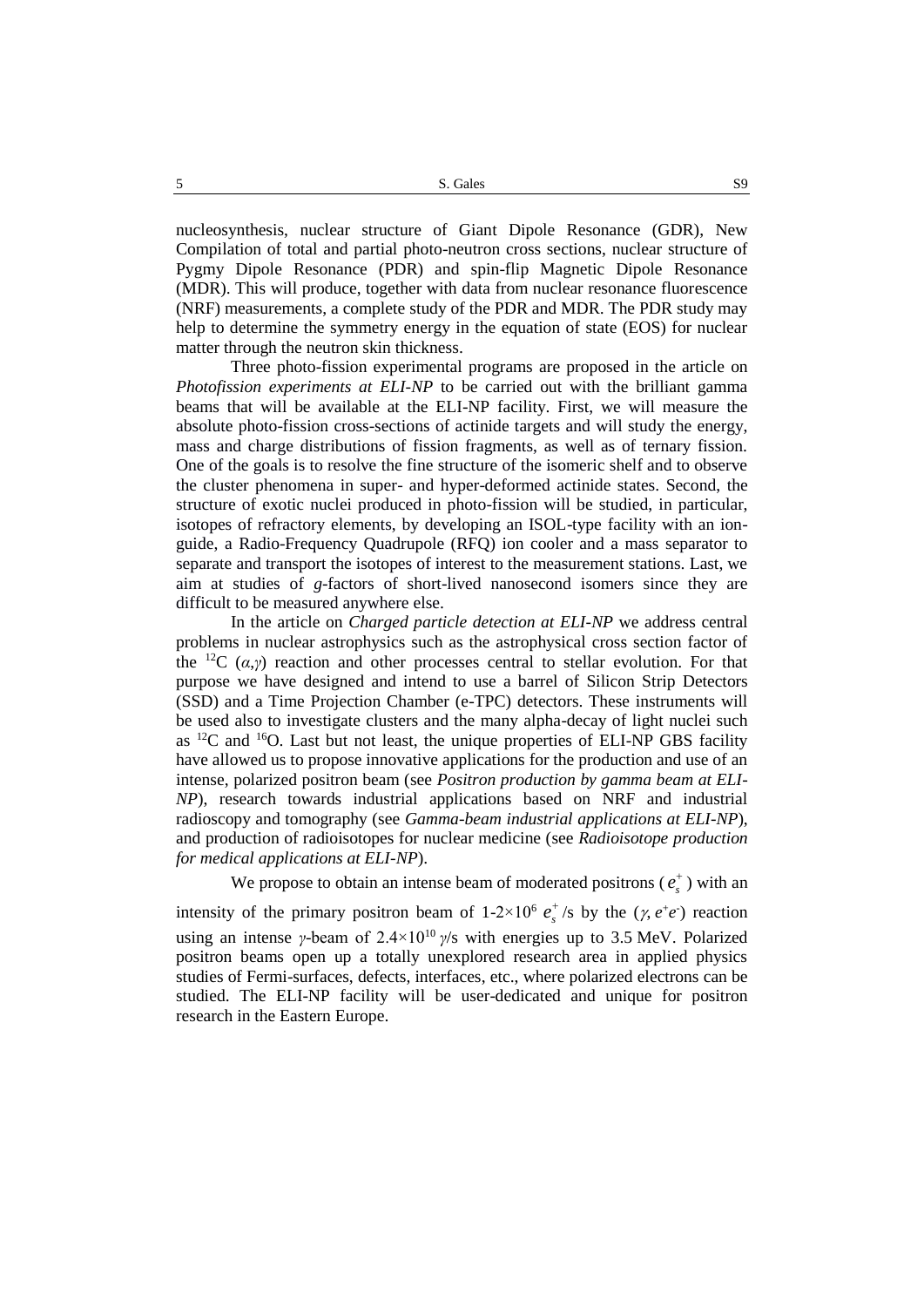nucleosynthesis, nuclear structure of Giant Dipole Resonance (GDR), New Compilation of total and partial photo-neutron cross sections, nuclear structure of Pygmy Dipole Resonance (PDR) and spin-flip Magnetic Dipole Resonance (MDR). This will produce, together with data from nuclear resonance fluorescence (NRF) measurements, a complete study of the PDR and MDR. The PDR study may help to determine the symmetry energy in the equation of state (EOS) for nuclear matter through the neutron skin thickness.

Three photo-fission experimental programs are proposed in the article on *Photofission experiments at ELI-NP* to be carried out with the brilliant gamma beams that will be available at the ELI-NP facility. First, we will measure the absolute photo-fission cross-sections of actinide targets and will study the energy, mass and charge distributions of fission fragments, as well as of ternary fission. One of the goals is to resolve the fine structure of the isomeric shelf and to observe the cluster phenomena in super- and hyper-deformed actinide states. Second, the structure of exotic nuclei produced in photo-fission will be studied, in particular, isotopes of refractory elements, by developing an ISOL-type facility with an ion-guide, a Radio-Frequency Quadrupole (RFQ) ion cooler and a mass separator to separate and transport the isotopes of interest to the measurement stations. Last, we aim at studies of *g*-factors of short-lived nanosecond isomers since they are difficult to be measured anywhere else.

In the article on *Charged particle detection at ELI-NP* we address central problems in nuclear astrophysics such as the astrophysical cross section factor of the $^{12}C$ $(\alpha,\gamma)$ reaction and other processes central to stellar evolution. For that purpose we have designed and intend to use a barrel of Silicon Strip Detectors (SSD) and a Time Projection Chamber (e-TPC) detectors. These instruments will be used also to investigate clusters and the many alpha-decay of light nuclei such as $^{12}C$ and $^{16}O$. Last but not least, the unique properties of ELI-NP GBS facility have allowed us to propose innovative applications for the production and use of an intense, polarized positron beam (see *Positron production by gamma beam at ELI-NP*), research towards industrial applications based on NRF and industrial radioscopy and tomography (see *Gamma-beam industrial applications at ELI-NP*), and production of radioisotopes for nuclear medicine (see *Radioisotope production for medical applications at ELI-NP*).

We propose to obtain an intense beam of moderated positrons ($e_s^+$) with an intensity of the primary positron beam of 1-2×10$^6$ $e_s^+$/s by the $(\gamma, e^+e^-)$ reaction using an intense $\gamma$-beam of $2.4\times10^{10}$ $\gamma$/s with energies up to 3.5 MeV. Polarized positron beams open up a totally unexplored research area in applied physics studies of Fermi-surfaces, defects, interfaces, etc., where polarized electrons can be studied. The ELI-NP facility will be user-dedicated and unique for positron research in the Eastern Europe.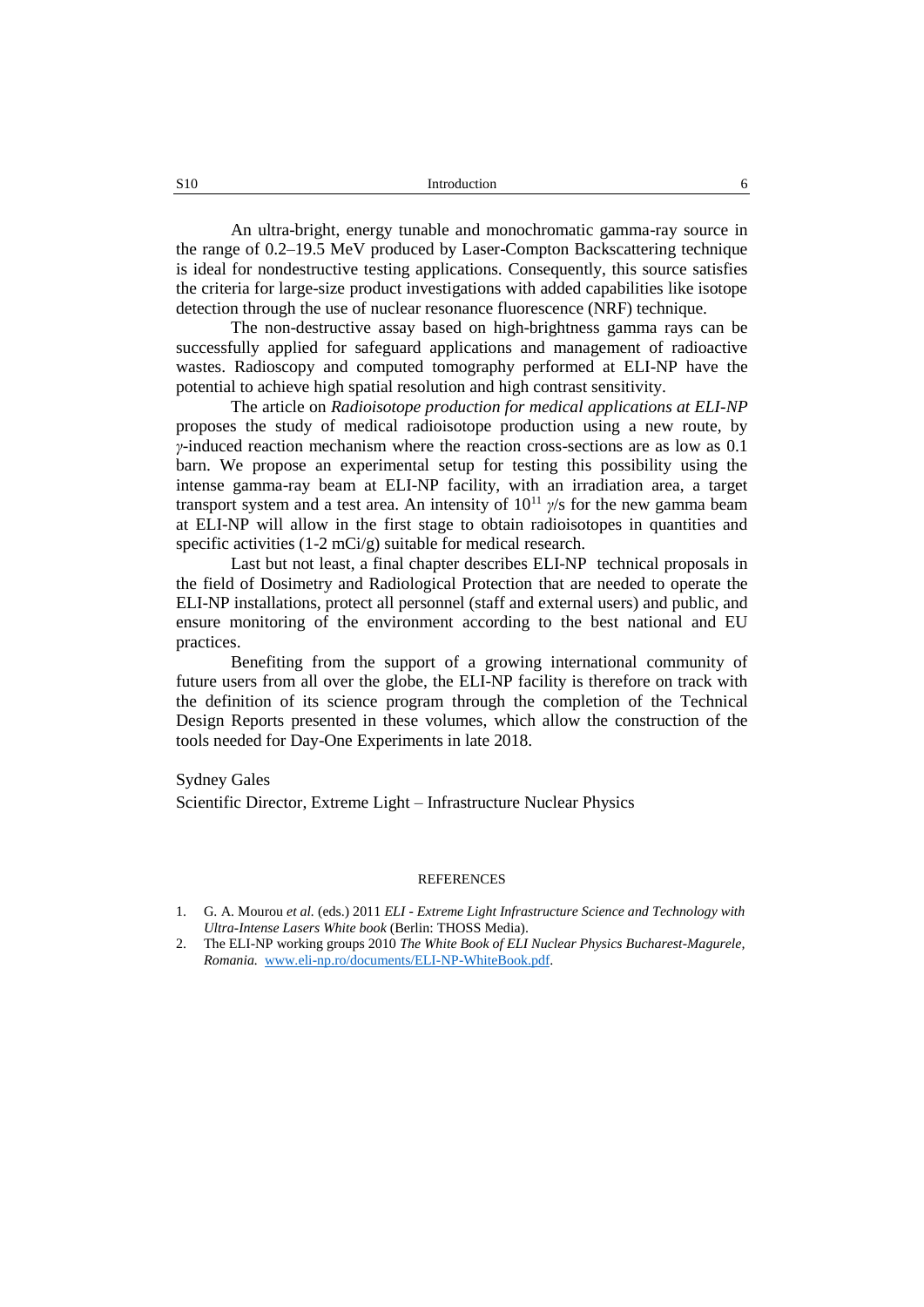An ultra-bright, energy tunable and monochromatic gamma-ray source in the range of 0.2–19.5 MeV produced by Laser-Compton Backscattering technique is ideal for nondestructive testing applications. Consequently, this source satisfies the criteria for large-size product investigations with added capabilities like isotope detection through the use of nuclear resonance fluorescence (NRF) technique.

The non-destructive assay based on high-brightness gamma rays can be successfully applied for safeguard applications and management of radioactive wastes. Radioscopy and computed tomography performed at ELI-NP have the potential to achieve high spatial resolution and high contrast sensitivity.

The article on *Radioisotope production for medical applications at ELI-NP* proposes the study of medical radioisotope production using a new route, by $\gamma$-induced reaction mechanism where the reaction cross-sections are as low as 0.1 barn. We propose an experimental setup for testing this possibility using the intense gamma-ray beam at ELI-NP facility, with an irradiation area, a target transport system and a test area. An intensity of $10^{11}$ $\gamma$/s for the new gamma beam at ELI-NP will allow in the first stage to obtain radioisotopes in quantities and specific activities (1-2 mCi/g) suitable for medical research.

Last but not least, a final chapter describes ELI-NP technical proposals in the field of Dosimetry and Radiological Protection that are needed to operate the ELI-NP installations, protect all personnel (staff and external users) and public, and ensure monitoring of the environment according to the best national and EU practices.

Benefiting from the support of a growing international community of future users from all over the globe, the ELI-NP facility is therefore on track with the definition of its science program through the completion of the Technical Design Reports presented in these volumes, which allow the construction of the tools needed for Day-One Experiments in late 2018.

Sydney Gales

Scientific Director, Extreme Light – Infrastructure Nuclear Physics

## REFERENCES

1. G. A. Mourou *et al.* (eds.) 2011 *ELI - Extreme Light Infrastructure Science and Technology with Ultra-Intense Lasers White book* (Berlin: THOSS Media).
2. The ELI-NP working groups 2010 *The White Book of ELI Nuclear Physics Bucharest-Magurele, Romania.* www.eli-np.ro/documents/ELI-NP-WhiteBook.pdf.